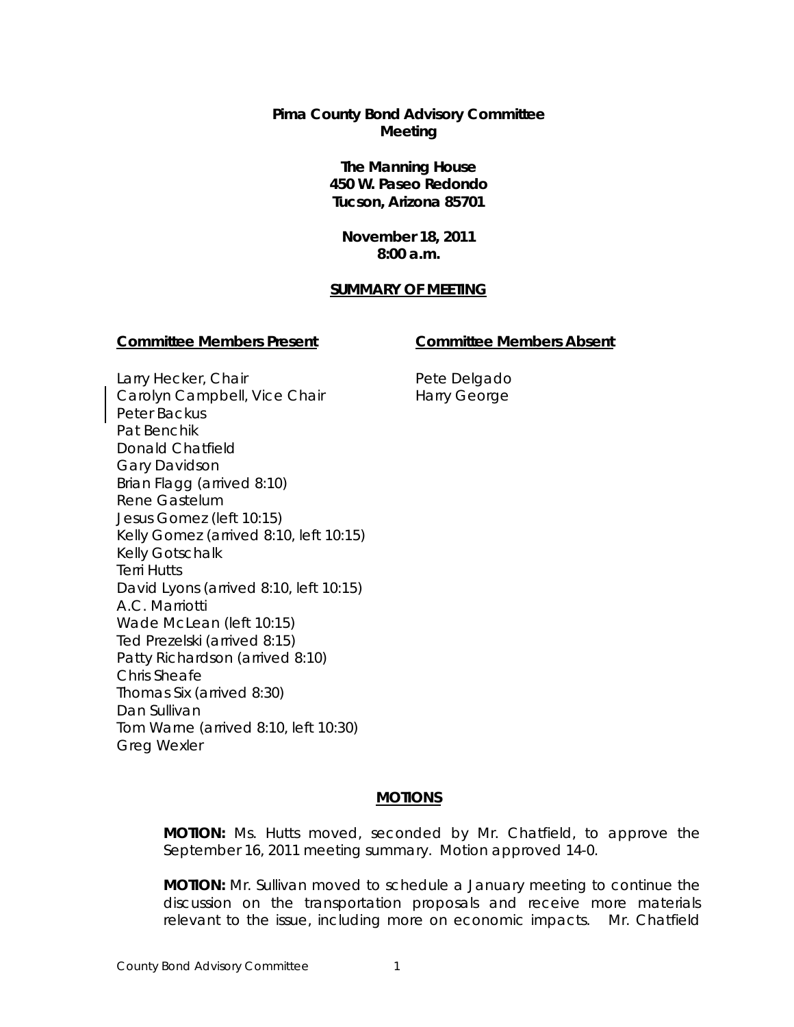**Pima County Bond Advisory Committee Meeting**

**The Manning House**
**450 W. Paseo Redondo**
**Tucson, Arizona 85701**

**November 18, 2011**
**8:00 a.m.**

**SUMMARY OF MEETING**

**Committee Members Present**

Larry Hecker, Chair
Carolyn Campbell, Vice Chair
Peter Backus
Pat Benchik
Donald Chatfield
Gary Davidson
Brian Flagg (arrived 8:10)
Rene Gastelum
Jesus Gomez (left 10:15)
Kelly Gomez (arrived 8:10, left 10:15)
Kelly Gotschalk
Terri Hutts
David Lyons (arrived 8:10, left 10:15)
A.C. Marriotti
Wade McLean (left 10:15)
Ted Prezelski (arrived 8:15)
Patty Richardson (arrived 8:10)
Chris Sheafe
Thomas Six (arrived 8:30)
Dan Sullivan
Tom Warne (arrived 8:10, left 10:30)
Greg Wexler

**Committee Members Absent**

Pete Delgado
Harry George

**MOTIONS**

**MOTION:** Ms. Hutts moved, seconded by Mr. Chatfield, to approve the September 16, 2011 meeting summary. Motion approved 14-0.

**MOTION:** Mr. Sullivan moved to schedule a January meeting to continue the discussion on the transportation proposals and receive more materials relevant to the issue, including more on economic impacts. Mr. Chatfield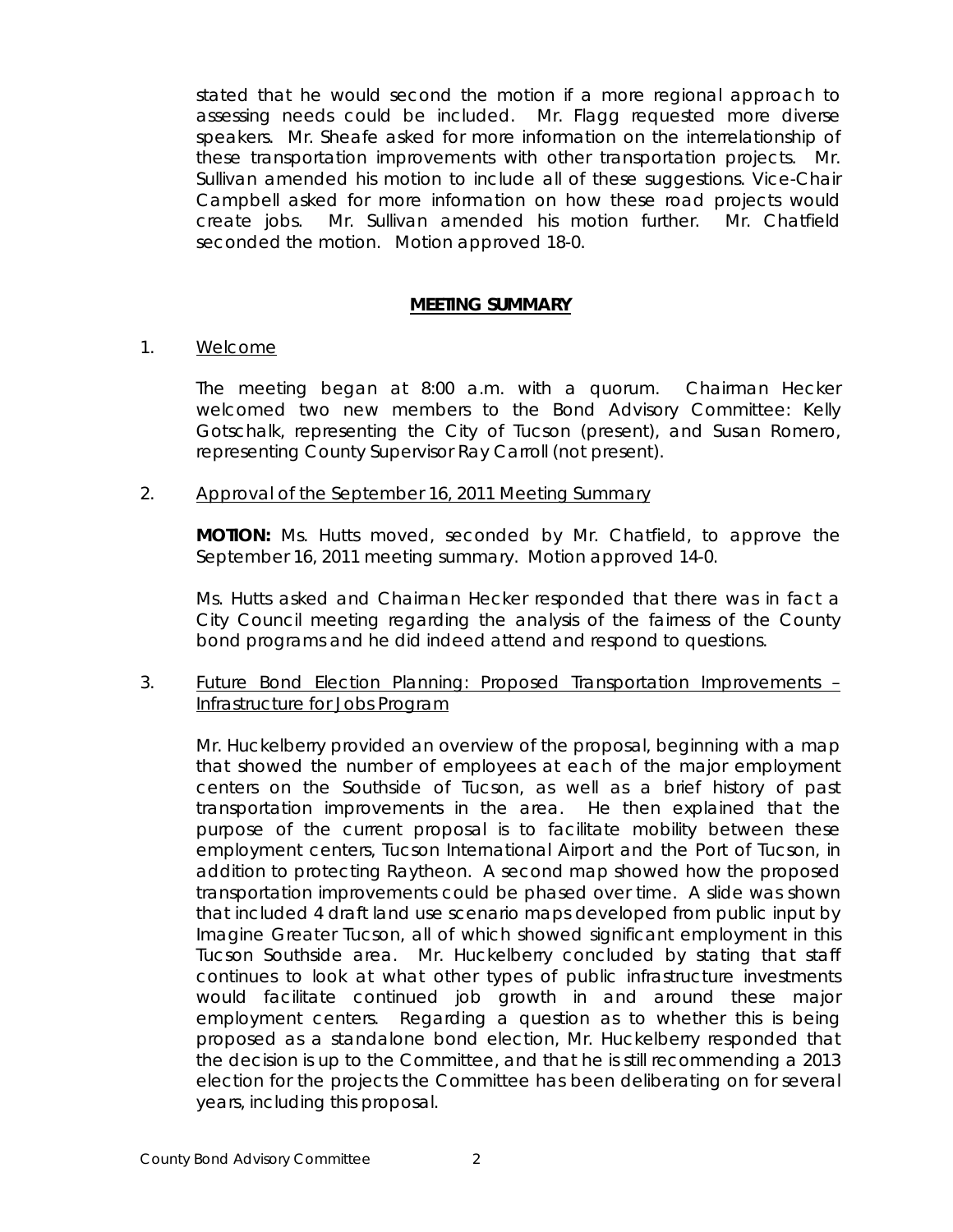stated that he would second the motion if a more regional approach to assessing needs could be included. Mr. Flagg requested more diverse speakers. Mr. Sheafe asked for more information on the interrelationship of these transportation improvements with other transportation projects. Mr. Sullivan amended his motion to include all of these suggestions. Vice-Chair Campbell asked for more information on how these road projects would create jobs. Mr. Sullivan amended his motion further. Mr. Chatfield seconded the motion. Motion approved 18-0.

## MEETING SUMMARY

1. Welcome

   The meeting began at 8:00 a.m. with a quorum. Chairman Hecker welcomed two new members to the Bond Advisory Committee: Kelly Gotschalk, representing the City of Tucson (present), and Susan Romero, representing County Supervisor Ray Carroll (not present).

2. Approval of the September 16, 2011 Meeting Summary

   **MOTION:** Ms. Hutts moved, seconded by Mr. Chatfield, to approve the September 16, 2011 meeting summary. Motion approved 14-0.

   Ms. Hutts asked and Chairman Hecker responded that there was in fact a City Council meeting regarding the analysis of the fairness of the County bond programs and he did indeed attend and respond to questions.

3. Future Bond Election Planning: Proposed Transportation Improvements – Infrastructure for Jobs Program

   Mr. Huckelberry provided an overview of the proposal, beginning with a map that showed the number of employees at each of the major employment centers on the Southside of Tucson, as well as a brief history of past transportation improvements in the area. He then explained that the purpose of the current proposal is to facilitate mobility between these employment centers, Tucson International Airport and the Port of Tucson, in addition to protecting Raytheon. A second map showed how the proposed transportation improvements could be phased over time. A slide was shown that included 4 draft land use scenario maps developed from public input by Imagine Greater Tucson, all of which showed significant employment in this Tucson Southside area. Mr. Huckelberry concluded by stating that staff continues to look at what other types of public infrastructure investments would facilitate continued job growth in and around these major employment centers. Regarding a question as to whether this is being proposed as a standalone bond election, Mr. Huckelberry responded that the decision is up to the Committee, and that he is still recommending a 2013 election for the projects the Committee has been deliberating on for several years, including this proposal.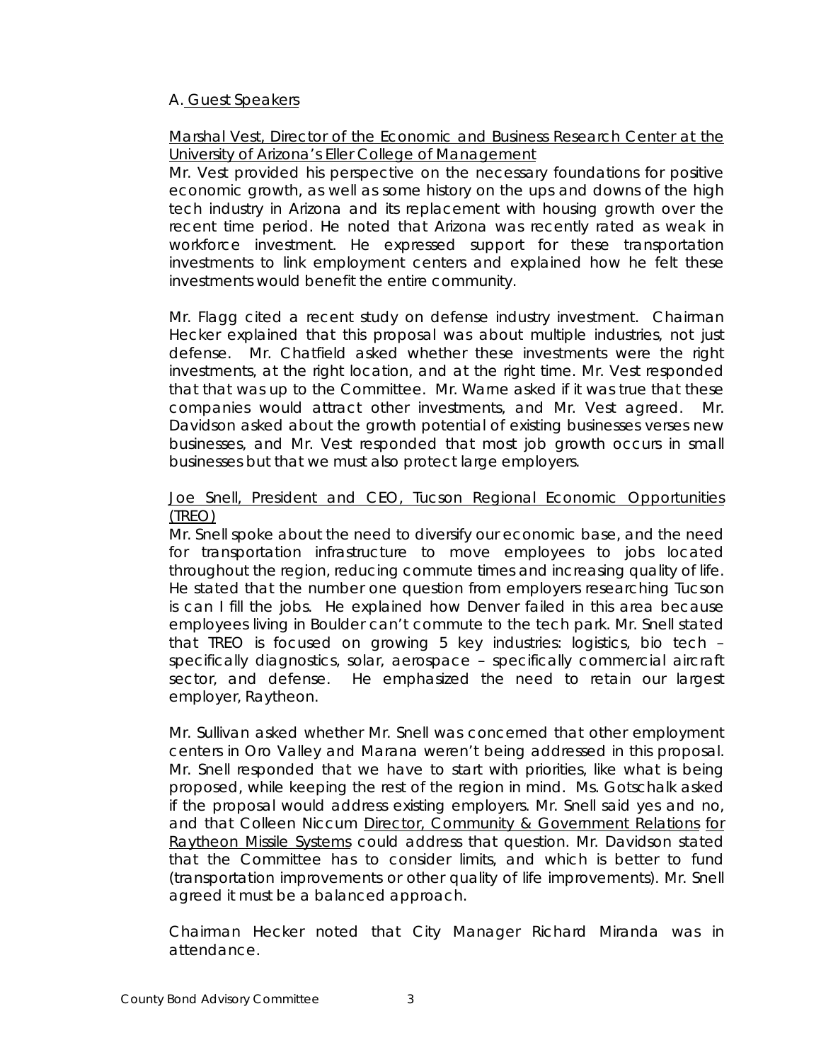## A. Guest Speakers

Marshal Vest, Director of the Economic and Business Research Center at the University of Arizona's Eller College of Management

Mr. Vest provided his perspective on the necessary foundations for positive economic growth, as well as some history on the ups and downs of the high tech industry in Arizona and its replacement with housing growth over the recent time period. He noted that Arizona was recently rated as weak in workforce investment. He expressed support for these transportation investments to link employment centers and explained how he felt these investments would benefit the entire community.

Mr. Flagg cited a recent study on defense industry investment. Chairman Hecker explained that this proposal was about multiple industries, not just defense. Mr. Chatfield asked whether these investments were the right investments, at the right location, and at the right time. Mr. Vest responded that that was up to the Committee. Mr. Warne asked if it was true that these companies would attract other investments, and Mr. Vest agreed. Mr. Davidson asked about the growth potential of existing businesses verses new businesses, and Mr. Vest responded that most job growth occurs in small businesses but that we must also protect large employers.

Joe Snell, President and CEO, Tucson Regional Economic Opportunities (TREO)

Mr. Snell spoke about the need to diversify our economic base, and the need for transportation infrastructure to move employees to jobs located throughout the region, reducing commute times and increasing quality of life. He stated that the number one question from employers researching Tucson is can I fill the jobs. He explained how Denver failed in this area because employees living in Boulder can't commute to the tech park. Mr. Snell stated that TREO is focused on growing 5 key industries: logistics, bio tech – specifically diagnostics, solar, aerospace – specifically commercial aircraft sector, and defense. He emphasized the need to retain our largest employer, Raytheon.

Mr. Sullivan asked whether Mr. Snell was concerned that other employment centers in Oro Valley and Marana weren't being addressed in this proposal. Mr. Snell responded that we have to start with priorities, like what is being proposed, while keeping the rest of the region in mind. Ms. Gotschalk asked if the proposal would address existing employers. Mr. Snell said yes and no, and that Colleen Niccum Director, Community & Government Relations for Raytheon Missile Systems could address that question. Mr. Davidson stated that the Committee has to consider limits, and which is better to fund (transportation improvements or other quality of life improvements). Mr. Snell agreed it must be a balanced approach.

Chairman Hecker noted that City Manager Richard Miranda was in attendance.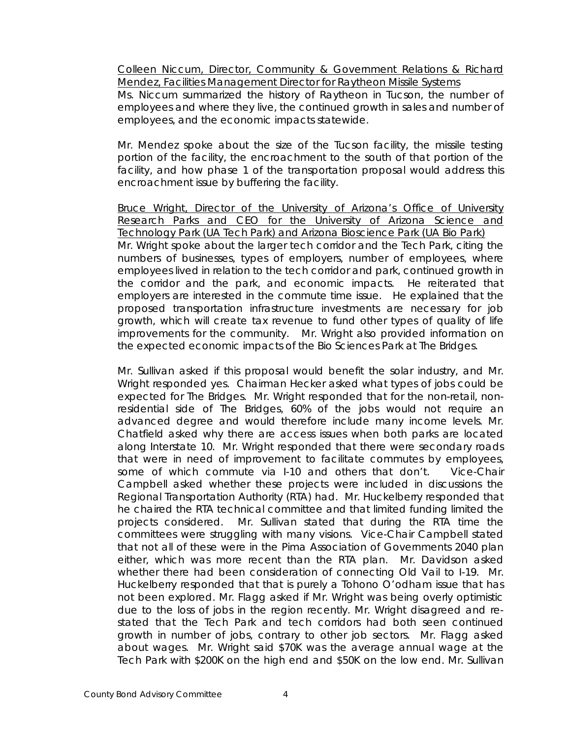Colleen Niccum, Director, Community & Government Relations & Richard Mendez, Facilities Management Director for Raytheon Missile Systems

Ms. Niccum summarized the history of Raytheon in Tucson, the number of employees and where they live, the continued growth in sales and number of employees, and the economic impacts statewide.

Mr. Mendez spoke about the size of the Tucson facility, the missile testing portion of the facility, the encroachment to the south of that portion of the facility, and how phase 1 of the transportation proposal would address this encroachment issue by buffering the facility.

Bruce Wright, Director of the University of Arizona's Office of University Research Parks and CEO for the University of Arizona Science and Technology Park (UA Tech Park) and Arizona Bioscience Park (UA Bio Park)

Mr. Wright spoke about the larger tech corridor and the Tech Park, citing the numbers of businesses, types of employers, number of employees, where employees lived in relation to the tech corridor and park, continued growth in the corridor and the park, and economic impacts. He reiterated that employers are interested in the commute time issue. He explained that the proposed transportation infrastructure investments are necessary for job growth, which will create tax revenue to fund other types of quality of life improvements for the community. Mr. Wright also provided information on the expected economic impacts of the Bio Sciences Park at The Bridges.

Mr. Sullivan asked if this proposal would benefit the solar industry, and Mr. Wright responded yes. Chairman Hecker asked what types of jobs could be expected for The Bridges. Mr. Wright responded that for the non-retail, non-residential side of The Bridges, 60% of the jobs would not require an advanced degree and would therefore include many income levels. Mr. Chatfield asked why there are access issues when both parks are located along Interstate 10. Mr. Wright responded that there were secondary roads that were in need of improvement to facilitate commutes by employees, some of which commute via I-10 and others that don't. Vice-Chair Campbell asked whether these projects were included in discussions the Regional Transportation Authority (RTA) had. Mr. Huckelberry responded that he chaired the RTA technical committee and that limited funding limited the projects considered. Mr. Sullivan stated that during the RTA time the committees were struggling with many visions. Vice-Chair Campbell stated that not all of these were in the Pima Association of Governments 2040 plan either, which was more recent than the RTA plan. Mr. Davidson asked whether there had been consideration of connecting Old Vail to I-19. Mr. Huckelberry responded that that is purely a Tohono O'odham issue that has not been explored. Mr. Flagg asked if Mr. Wright was being overly optimistic due to the loss of jobs in the region recently. Mr. Wright disagreed and re-stated that the Tech Park and tech corridors had both seen continued growth in number of jobs, contrary to other job sectors. Mr. Flagg asked about wages. Mr. Wright said $70K was the average annual wage at the Tech Park with $200K on the high end and $50K on the low end. Mr. Sullivan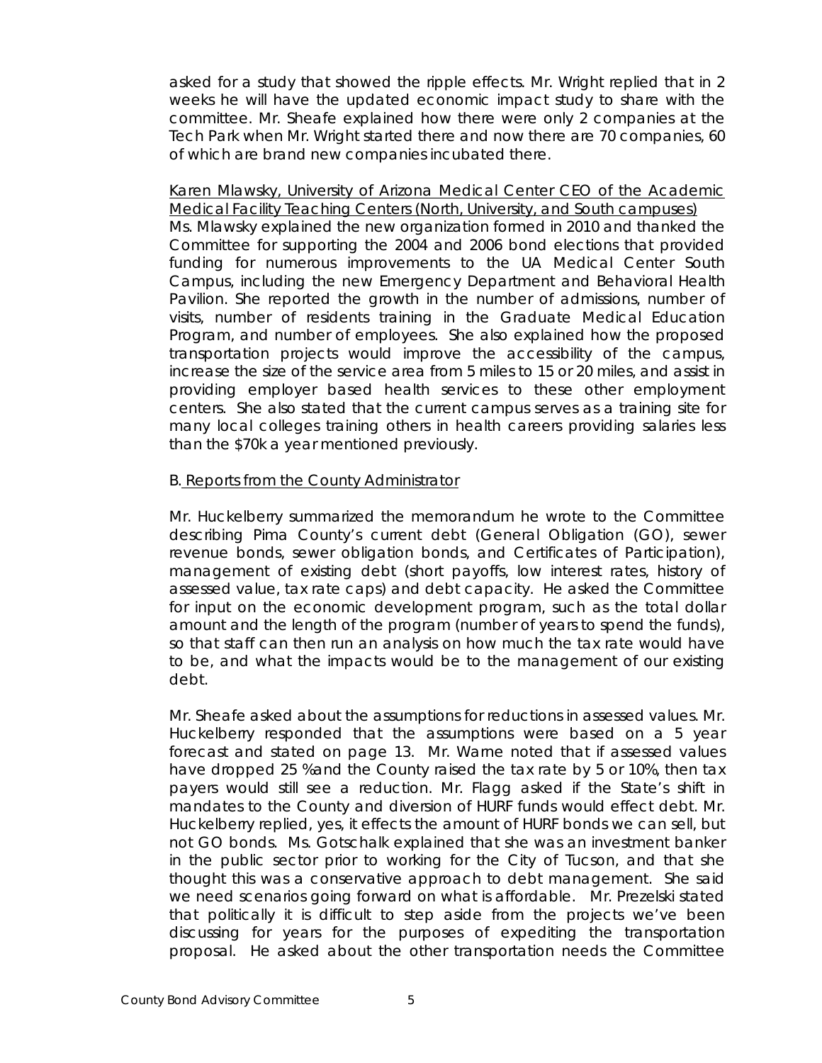asked for a study that showed the ripple effects. Mr. Wright replied that in 2 weeks he will have the updated economic impact study to share with the committee. Mr. Sheafe explained how there were only 2 companies at the Tech Park when Mr. Wright started there and now there are 70 companies, 60 of which are brand new companies incubated there.

Karen Mlawsky, University of Arizona Medical Center CEO of the Academic Medical Facility Teaching Centers (North, University, and South campuses)
Ms. Mlawsky explained the new organization formed in 2010 and thanked the Committee for supporting the 2004 and 2006 bond elections that provided funding for numerous improvements to the UA Medical Center South Campus, including the new Emergency Department and Behavioral Health Pavilion. She reported the growth in the number of admissions, number of visits, number of residents training in the Graduate Medical Education Program, and number of employees. She also explained how the proposed transportation projects would improve the accessibility of the campus, increase the size of the service area from 5 miles to 15 or 20 miles, and assist in providing employer based health services to these other employment centers. She also stated that the current campus serves as a training site for many local colleges training others in health careers providing salaries less than the $70k a year mentioned previously.

B. Reports from the County Administrator

Mr. Huckelberry summarized the memorandum he wrote to the Committee describing Pima County's current debt (General Obligation (GO), sewer revenue bonds, sewer obligation bonds, and Certificates of Participation), management of existing debt (short payoffs, low interest rates, history of assessed value, tax rate caps) and debt capacity. He asked the Committee for input on the economic development program, such as the total dollar amount and the length of the program (number of years to spend the funds), so that staff can then run an analysis on how much the tax rate would have to be, and what the impacts would be to the management of our existing debt.

Mr. Sheafe asked about the assumptions for reductions in assessed values. Mr. Huckelberry responded that the assumptions were based on a 5 year forecast and stated on page 13. Mr. Warne noted that if assessed values have dropped 25 %and the County raised the tax rate by 5 or 10%, then tax payers would still see a reduction. Mr. Flagg asked if the State's shift in mandates to the County and diversion of HURF funds would effect debt. Mr. Huckelberry replied, yes, it effects the amount of HURF bonds we can sell, but not GO bonds. Ms. Gotschalk explained that she was an investment banker in the public sector prior to working for the City of Tucson, and that she thought this was a conservative approach to debt management. She said we need scenarios going forward on what is affordable. Mr. Prezelski stated that politically it is difficult to step aside from the projects we've been discussing for years for the purposes of expediting the transportation proposal. He asked about the other transportation needs the Committee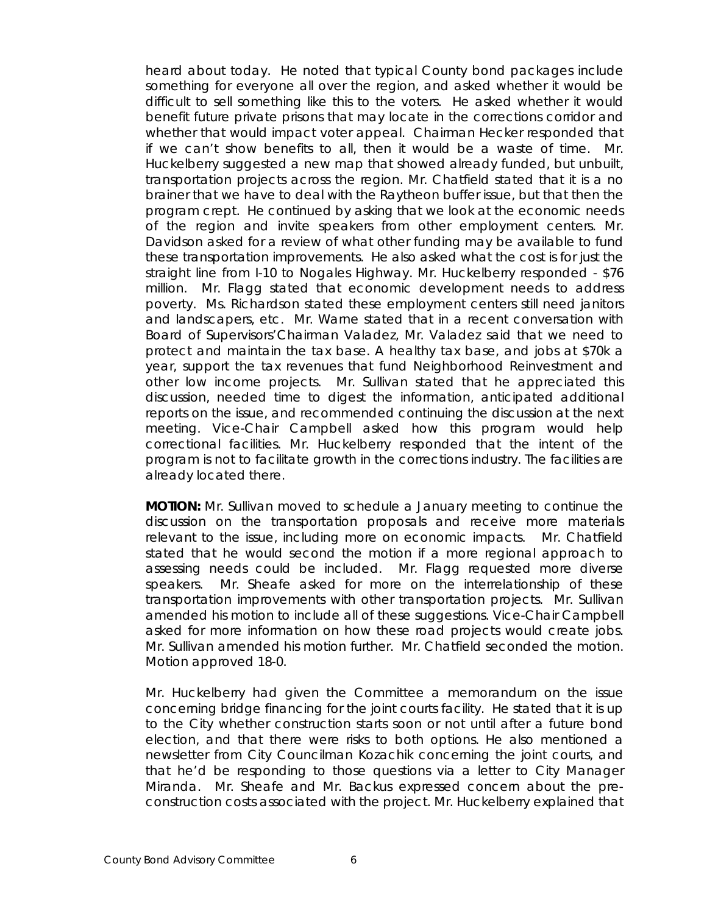heard about today. He noted that typical County bond packages include something for everyone all over the region, and asked whether it would be difficult to sell something like this to the voters. He asked whether it would benefit future private prisons that may locate in the corrections corridor and whether that would impact voter appeal. Chairman Hecker responded that if we can't show benefits to all, then it would be a waste of time. Mr. Huckelberry suggested a new map that showed already funded, but unbuilt, transportation projects across the region. Mr. Chatfield stated that it is a no brainer that we have to deal with the Raytheon buffer issue, but that then the program crept. He continued by asking that we look at the economic needs of the region and invite speakers from other employment centers. Mr. Davidson asked for a review of what other funding may be available to fund these transportation improvements. He also asked what the cost is for just the straight line from I-10 to Nogales Highway. Mr. Huckelberry responded - $76 million. Mr. Flagg stated that economic development needs to address poverty. Ms. Richardson stated these employment centers still need janitors and landscapers, etc. Mr. Warne stated that in a recent conversation with Board of Supervisors'Chairman Valadez, Mr. Valadez said that we need to protect and maintain the tax base. A healthy tax base, and jobs at $70k a year, support the tax revenues that fund Neighborhood Reinvestment and other low income projects. Mr. Sullivan stated that he appreciated this discussion, needed time to digest the information, anticipated additional reports on the issue, and recommended continuing the discussion at the next meeting. Vice-Chair Campbell asked how this program would help correctional facilities. Mr. Huckelberry responded that the intent of the program is not to facilitate growth in the corrections industry. The facilities are already located there.

**MOTION:** Mr. Sullivan moved to schedule a January meeting to continue the discussion on the transportation proposals and receive more materials relevant to the issue, including more on economic impacts. Mr. Chatfield stated that he would second the motion if a more regional approach to assessing needs could be included. Mr. Flagg requested more diverse speakers. Mr. Sheafe asked for more on the interrelationship of these transportation improvements with other transportation projects. Mr. Sullivan amended his motion to include all of these suggestions. Vice-Chair Campbell asked for more information on how these road projects would create jobs. Mr. Sullivan amended his motion further. Mr. Chatfield seconded the motion. Motion approved 18-0.

Mr. Huckelberry had given the Committee a memorandum on the issue concerning bridge financing for the joint courts facility. He stated that it is up to the City whether construction starts soon or not until after a future bond election, and that there were risks to both options. He also mentioned a newsletter from City Councilman Kozachik concerning the joint courts, and that he'd be responding to those questions via a letter to City Manager Miranda. Mr. Sheafe and Mr. Backus expressed concern about the pre-construction costs associated with the project. Mr. Huckelberry explained that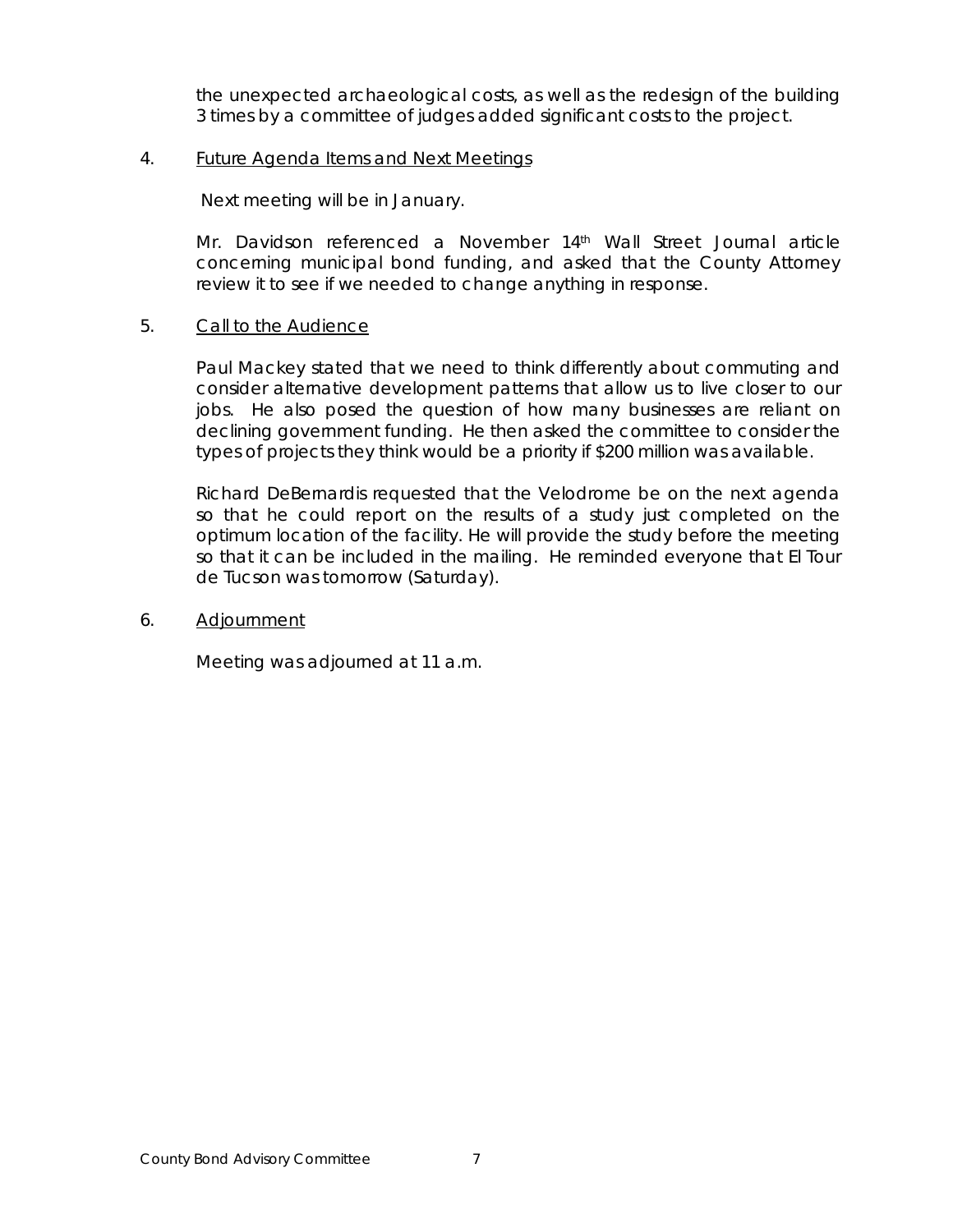the unexpected archaeological costs, as well as the redesign of the building 3 times by a committee of judges added significant costs to the project.

4. Future Agenda Items and Next Meetings

Next meeting will be in January.

Mr. Davidson referenced a November 14th Wall Street Journal article concerning municipal bond funding, and asked that the County Attorney review it to see if we needed to change anything in response.

5. Call to the Audience

Paul Mackey stated that we need to think differently about commuting and consider alternative development patterns that allow us to live closer to our jobs. He also posed the question of how many businesses are reliant on declining government funding. He then asked the committee to consider the types of projects they think would be a priority if $200 million was available.

Richard DeBernardis requested that the Velodrome be on the next agenda so that he could report on the results of a study just completed on the optimum location of the facility. He will provide the study before the meeting so that it can be included in the mailing. He reminded everyone that El Tour de Tucson was tomorrow (Saturday).

6. Adjournment

Meeting was adjourned at 11 a.m.